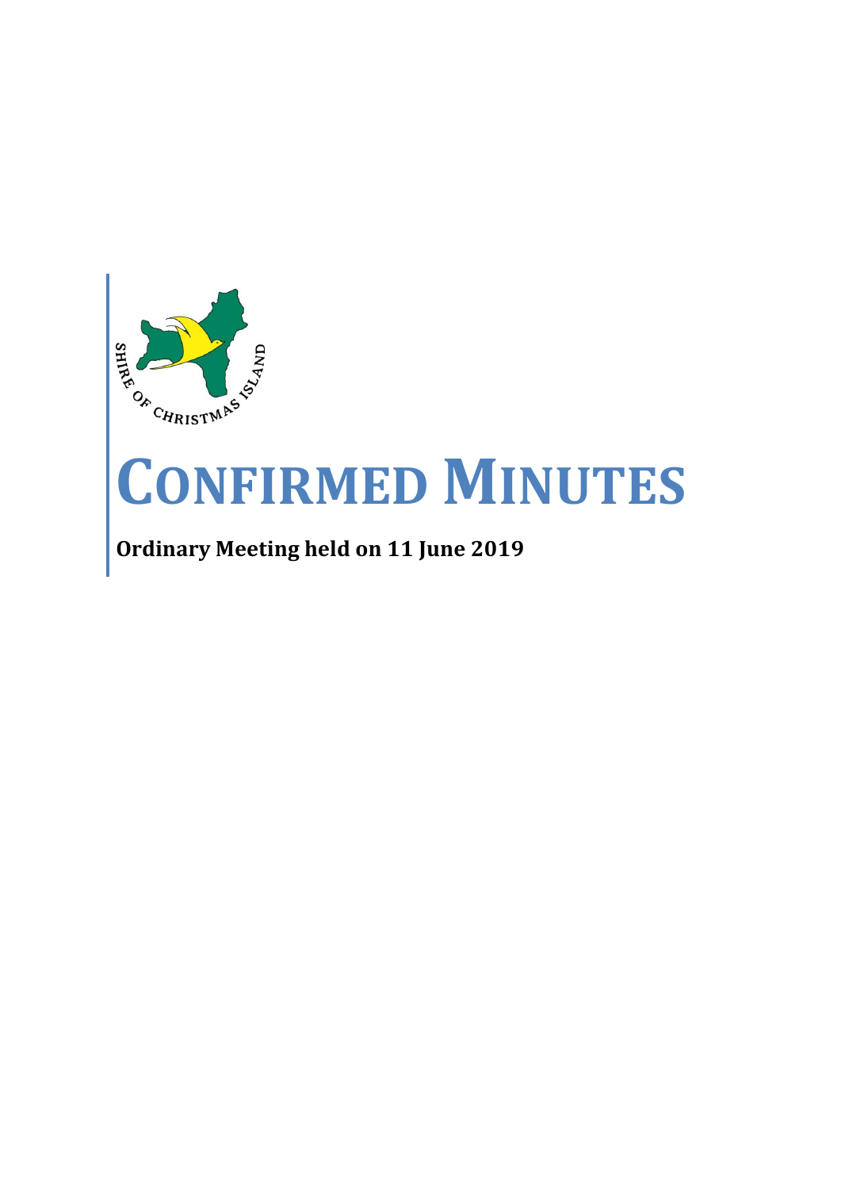SHIRE OF CHRISTMAS ISLAND

# CONFIRMED MINUTES

**Ordinary Meeting held on 11 June 2019**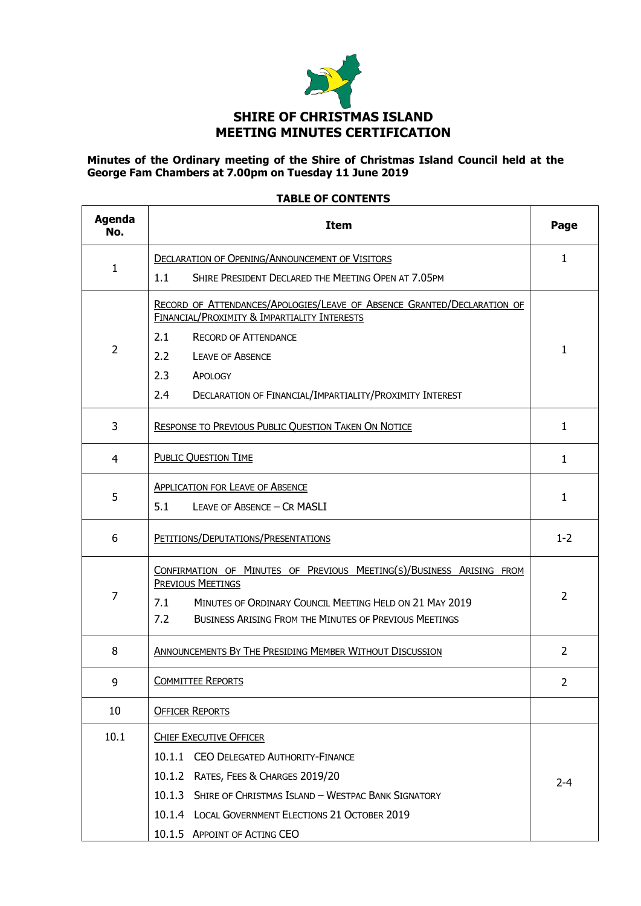# SHIRE OF CHRISTMAS ISLAND
# MEETING MINUTES CERTIFICATION

**Minutes of the Ordinary meeting of the Shire of Christmas Island Council held at the George Fam Chambers at 7.00pm on Tuesday 11 June 2019**

**TABLE OF CONTENTS**

| Agenda No. | Item | Page |
|---|---|---|
| 1 | DECLARATION OF OPENING/ANNOUNCEMENT OF VISITORS<br>1.1 SHIRE PRESIDENT DECLARED THE MEETING OPEN AT 7.05PM | 1 |
| 2 | RECORD OF ATTENDANCES/APOLOGIES/LEAVE OF ABSENCE GRANTED/DECLARATION OF FINANCIAL/PROXIMITY & IMPARTIALITY INTERESTS<br>2.1 RECORD OF ATTENDANCE<br>2.2 LEAVE OF ABSENCE<br>2.3 APOLOGY<br>2.4 DECLARATION OF FINANCIAL/IMPARTIALITY/PROXIMITY INTEREST | 1 |
| 3 | RESPONSE TO PREVIOUS PUBLIC QUESTION TAKEN ON NOTICE | 1 |
| 4 | PUBLIC QUESTION TIME | 1 |
| 5 | APPLICATION FOR LEAVE OF ABSENCE<br>5.1 LEAVE OF ABSENCE – CR MASLI | 1 |
| 6 | PETITIONS/DEPUTATIONS/PRESENTATIONS | 1-2 |
| 7 | CONFIRMATION OF MINUTES OF PREVIOUS MEETING(S)/BUSINESS ARISING FROM PREVIOUS MEETINGS<br>7.1 MINUTES OF ORDINARY COUNCIL MEETING HELD ON 21 MAY 2019<br>7.2 BUSINESS ARISING FROM THE MINUTES OF PREVIOUS MEETINGS | 2 |
| 8 | ANNOUNCEMENTS BY THE PRESIDING MEMBER WITHOUT DISCUSSION | 2 |
| 9 | COMMITTEE REPORTS | 2 |
| 10 | OFFICER REPORTS | |
| 10.1 | CHIEF EXECUTIVE OFFICER<br>10.1.1 CEO DELEGATED AUTHORITY-FINANCE<br>10.1.2 RATES, FEES & CHARGES 2019/20<br>10.1.3 SHIRE OF CHRISTMAS ISLAND – WESTPAC BANK SIGNATORY<br>10.1.4 LOCAL GOVERNMENT ELECTIONS 21 OCTOBER 2019<br>10.1.5 APPOINT OF ACTING CEO | 2-4 |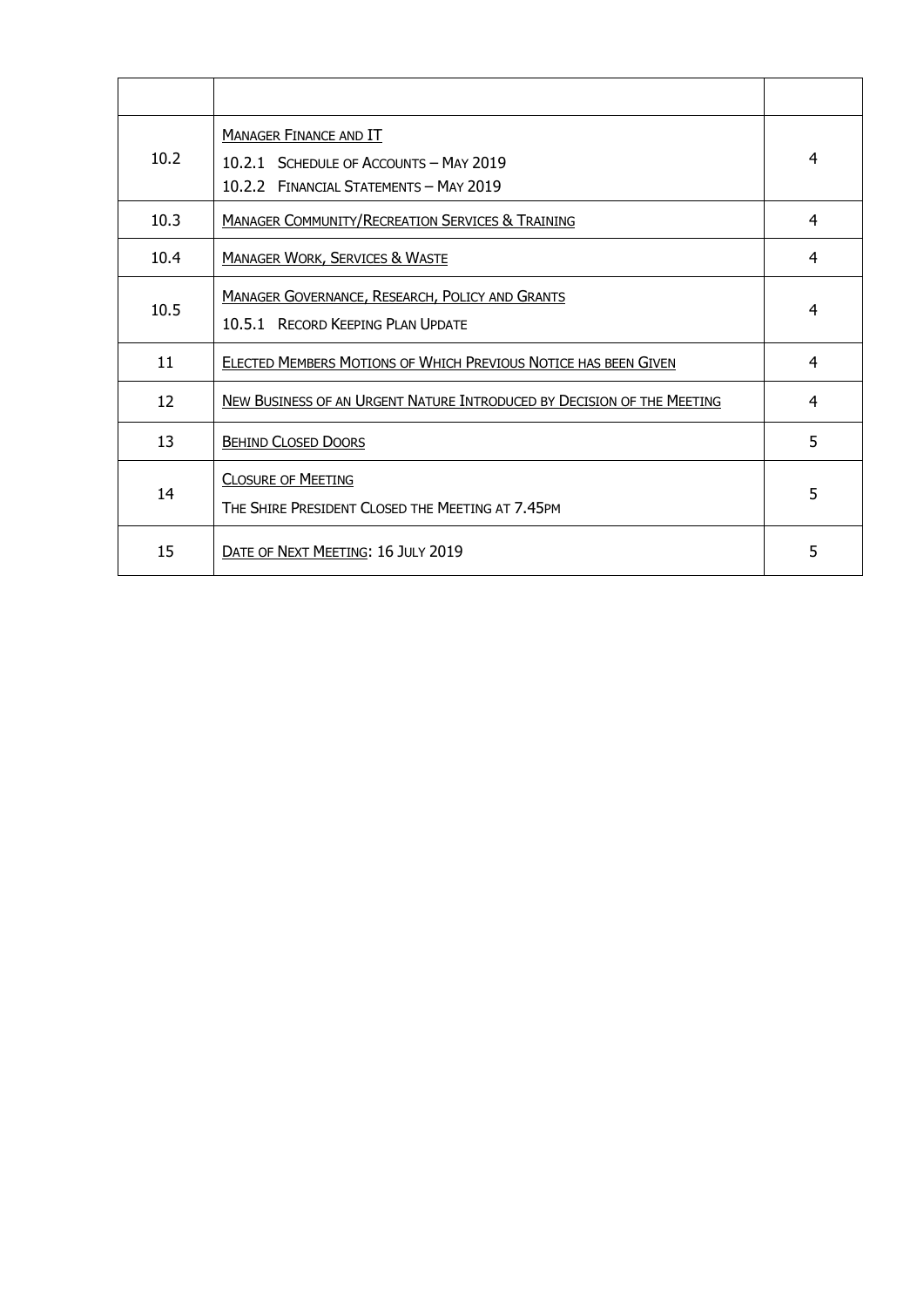| | | |
|---|---|---|
| 10.2 | MANAGER FINANCE AND IT<br>10.2.1 SCHEDULE OF ACCOUNTS – MAY 2019<br>10.2.2 FINANCIAL STATEMENTS – MAY 2019 | 4 |
| 10.3 | MANAGER COMMUNITY/RECREATION SERVICES & TRAINING | 4 |
| 10.4 | MANAGER WORK, SERVICES & WASTE | 4 |
| 10.5 | MANAGER GOVERNANCE, RESEARCH, POLICY AND GRANTS<br>10.5.1 RECORD KEEPING PLAN UPDATE | 4 |
| 11 | ELECTED MEMBERS MOTIONS OF WHICH PREVIOUS NOTICE HAS BEEN GIVEN | 4 |
| 12 | NEW BUSINESS OF AN URGENT NATURE INTRODUCED BY DECISION OF THE MEETING | 4 |
| 13 | BEHIND CLOSED DOORS | 5 |
| 14 | CLOSURE OF MEETING<br>THE SHIRE PRESIDENT CLOSED THE MEETING AT 7.45PM | 5 |
| 15 | DATE OF NEXT MEETING: 16 JULY 2019 | 5 |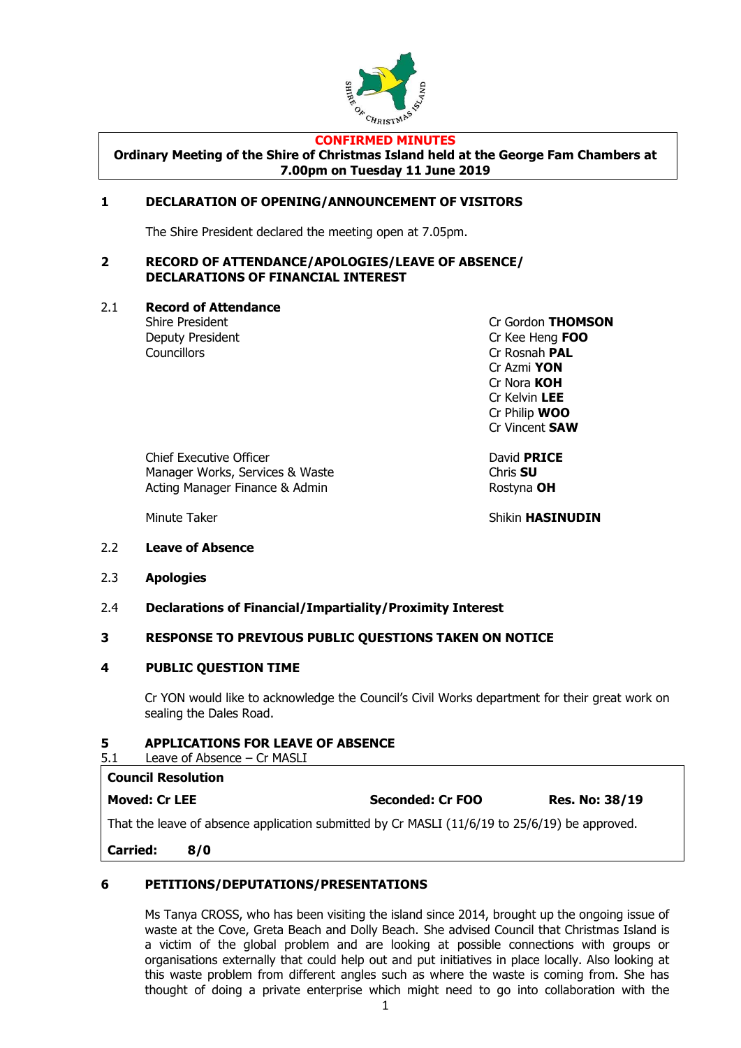**CONFIRMED MINUTES**

**Ordinary Meeting of the Shire of Christmas Island held at the George Fam Chambers at 7.00pm on Tuesday 11 June 2019**

## 1 DECLARATION OF OPENING/ANNOUNCEMENT OF VISITORS

The Shire President declared the meeting open at 7.05pm.

## 2 RECORD OF ATTENDANCE/APOLOGIES/LEAVE OF ABSENCE/ DECLARATIONS OF FINANCIAL INTEREST

### 2.1 Record of Attendance

| | |
|---|---|
| Shire President | Cr Gordon **THOMSON** |
| Deputy President | Cr Kee Heng **FOO** |
| Councillors | Cr Rosnah **PAL** |
| | Cr Azmi **YON** |
| | Cr Nora **KOH** |
| | Cr Kelvin **LEE** |
| | Cr Philip **WOO** |
| | Cr Vincent **SAW** |
| Chief Executive Officer | David **PRICE** |
| Manager Works, Services & Waste | Chris **SU** |
| Acting Manager Finance & Admin | Rostyna **OH** |
| Minute Taker | Shikin **HASINUDIN** |

### 2.2 Leave of Absence

### 2.3 Apologies

### 2.4 Declarations of Financial/Impartiality/Proximity Interest

## 3 RESPONSE TO PREVIOUS PUBLIC QUESTIONS TAKEN ON NOTICE

## 4 PUBLIC QUESTION TIME

Cr YON would like to acknowledge the Council's Civil Works department for their great work on sealing the Dales Road.

## 5 APPLICATIONS FOR LEAVE OF ABSENCE

5.1 Leave of Absence – Cr MASLI

| **Council Resolution** | | |
|---|---|---|
| **Moved: Cr LEE** | **Seconded: Cr FOO** | **Res. No: 38/19** |
| That the leave of absence application submitted by Cr MASLI (11/6/19 to 25/6/19) be approved. | | |
| **Carried: 8/0** | | |

## 6 PETITIONS/DEPUTATIONS/PRESENTATIONS

Ms Tanya CROSS, who has been visiting the island since 2014, brought up the ongoing issue of waste at the Cove, Greta Beach and Dolly Beach. She advised Council that Christmas Island is a victim of the global problem and are looking at possible connections with groups or organisations externally that could help out and put initiatives in place locally. Also looking at this waste problem from different angles such as where the waste is coming from. She has thought of doing a private enterprise which might need to go into collaboration with the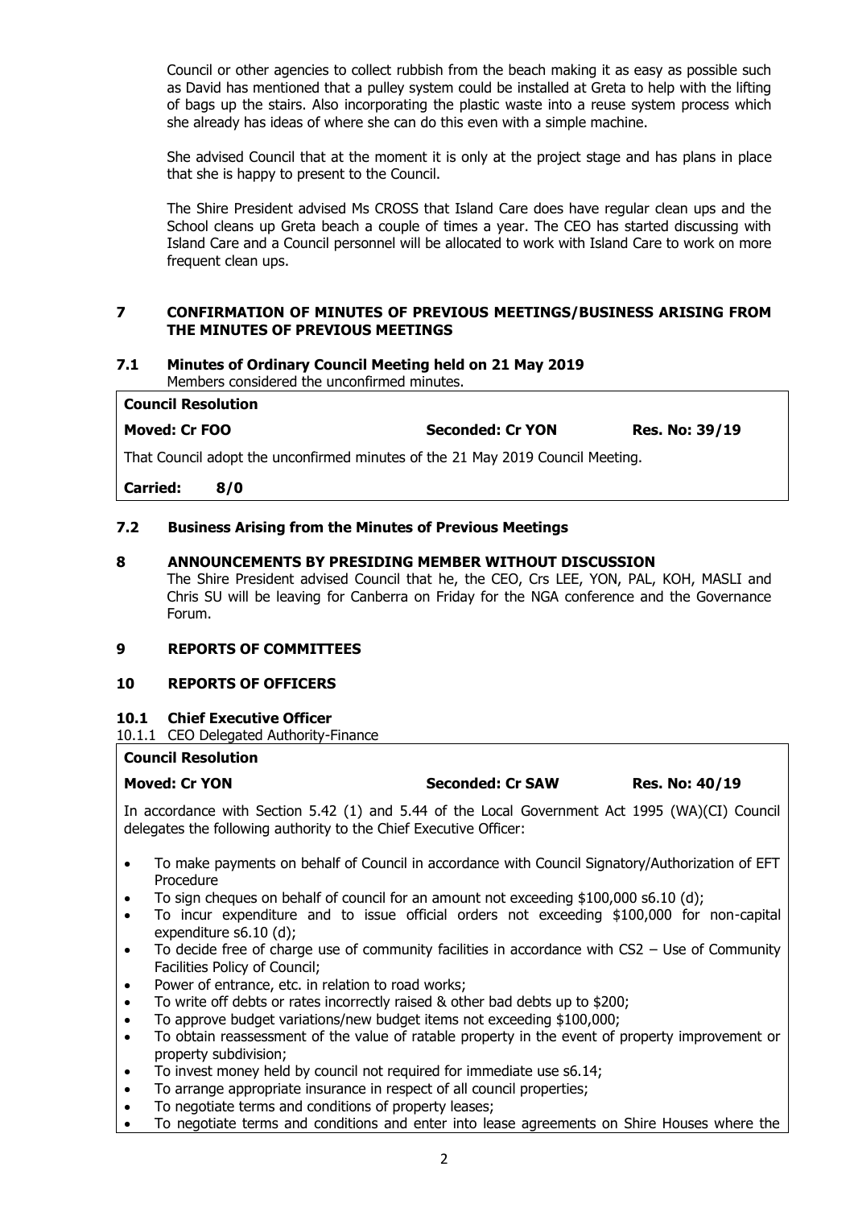Council or other agencies to collect rubbish from the beach making it as easy as possible such as David has mentioned that a pulley system could be installed at Greta to help with the lifting of bags up the stairs. Also incorporating the plastic waste into a reuse system process which she already has ideas of where she can do this even with a simple machine.

She advised Council that at the moment it is only at the project stage and has plans in place that she is happy to present to the Council.

The Shire President advised Ms CROSS that Island Care does have regular clean ups and the School cleans up Greta beach a couple of times a year. The CEO has started discussing with Island Care and a Council personnel will be allocated to work with Island Care to work on more frequent clean ups.

## 7 CONFIRMATION OF MINUTES OF PREVIOUS MEETINGS/BUSINESS ARISING FROM THE MINUTES OF PREVIOUS MEETINGS

### 7.1 Minutes of Ordinary Council Meeting held on 21 May 2019

Members considered the unconfirmed minutes.

**Council Resolution**

**Moved: Cr FOO** **Seconded: Cr YON** **Res. No: 39/19**

That Council adopt the unconfirmed minutes of the 21 May 2019 Council Meeting.

**Carried: 8/0**

### 7.2 Business Arising from the Minutes of Previous Meetings

## 8 ANNOUNCEMENTS BY PRESIDING MEMBER WITHOUT DISCUSSION

The Shire President advised Council that he, the CEO, Crs LEE, YON, PAL, KOH, MASLI and Chris SU will be leaving for Canberra on Friday for the NGA conference and the Governance Forum.

## 9 REPORTS OF COMMITTEES

## 10 REPORTS OF OFFICERS

### 10.1 Chief Executive Officer

10.1.1 CEO Delegated Authority-Finance

**Council Resolution**

**Moved: Cr YON** **Seconded: Cr SAW** **Res. No: 40/19**

In accordance with Section 5.42 (1) and 5.44 of the Local Government Act 1995 (WA)(CI) Council delegates the following authority to the Chief Executive Officer:

- To make payments on behalf of Council in accordance with Council Signatory/Authorization of EFT Procedure
- To sign cheques on behalf of council for an amount not exceeding $100,000 s6.10 (d);
- To incur expenditure and to issue official orders not exceeding $100,000 for non-capital expenditure s6.10 (d);
- To decide free of charge use of community facilities in accordance with CS2 – Use of Community Facilities Policy of Council;
- Power of entrance, etc. in relation to road works;
- To write off debts or rates incorrectly raised & other bad debts up to $200;
- To approve budget variations/new budget items not exceeding $100,000;
- To obtain reassessment of the value of ratable property in the event of property improvement or property subdivision;
- To invest money held by council not required for immediate use s6.14;
- To arrange appropriate insurance in respect of all council properties;
- To negotiate terms and conditions of property leases;
- To negotiate terms and conditions and enter into lease agreements on Shire Houses where the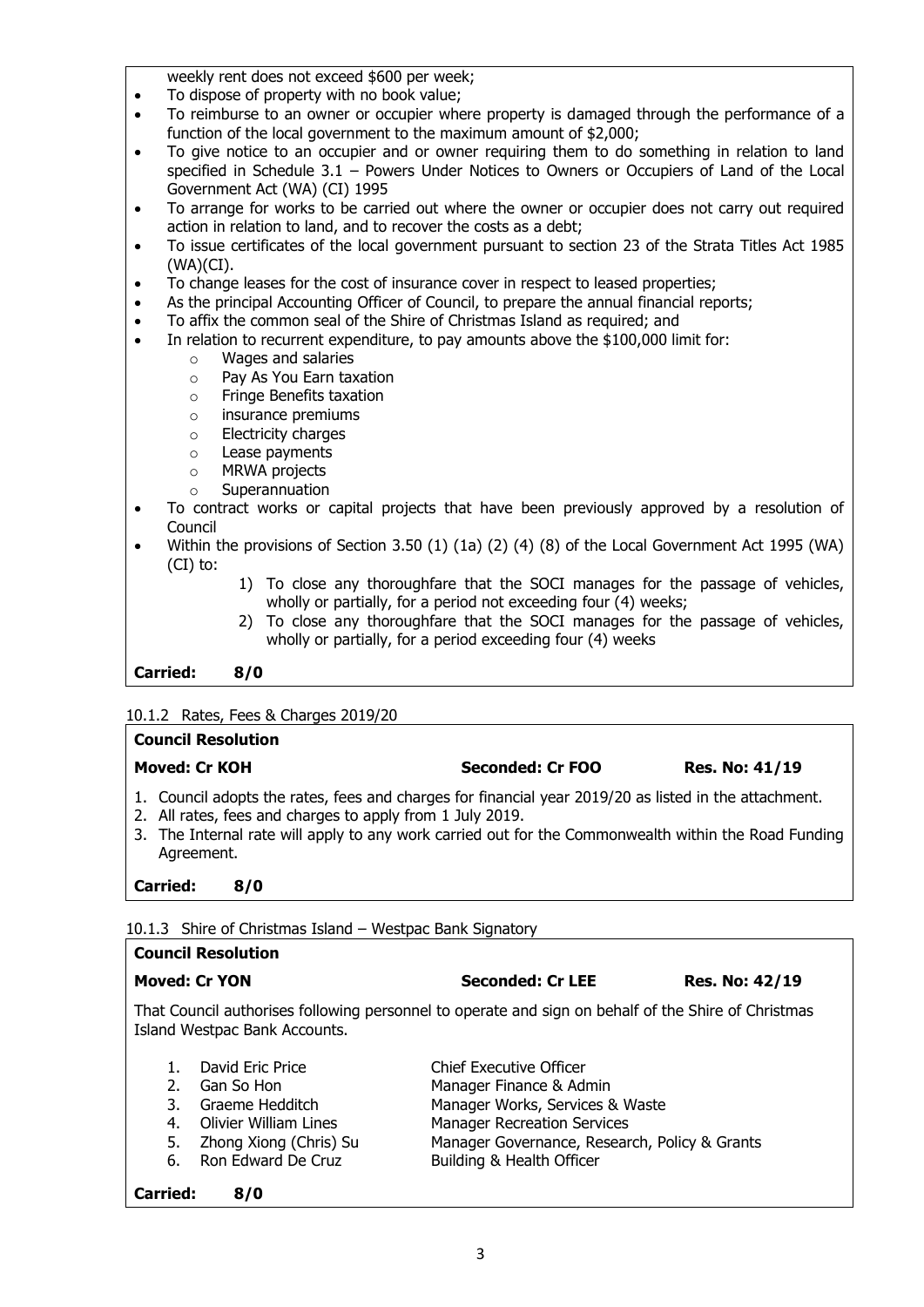weekly rent does not exceed $600 per week;

- To dispose of property with no book value;
- To reimburse to an owner or occupier where property is damaged through the performance of a function of the local government to the maximum amount of $2,000;
- To give notice to an occupier and or owner requiring them to do something in relation to land specified in Schedule 3.1 – Powers Under Notices to Owners or Occupiers of Land of the Local Government Act (WA) (CI) 1995
- To arrange for works to be carried out where the owner or occupier does not carry out required action in relation to land, and to recover the costs as a debt;
- To issue certificates of the local government pursuant to section 23 of the Strata Titles Act 1985 (WA)(CI).
- To change leases for the cost of insurance cover in respect to leased properties;
- As the principal Accounting Officer of Council, to prepare the annual financial reports;
- To affix the common seal of the Shire of Christmas Island as required; and
- In relation to recurrent expenditure, to pay amounts above the $100,000 limit for:
  - Wages and salaries
  - Pay As You Earn taxation
  - Fringe Benefits taxation
  - insurance premiums
  - Electricity charges
  - Lease payments
  - MRWA projects
  - Superannuation
- To contract works or capital projects that have been previously approved by a resolution of Council
- Within the provisions of Section 3.50 (1) (1a) (2) (4) (8) of the Local Government Act 1995 (WA) (CI) to:
  1) To close any thoroughfare that the SOCI manages for the passage of vehicles, wholly or partially, for a period not exceeding four (4) weeks;
  2) To close any thoroughfare that the SOCI manages for the passage of vehicles, wholly or partially, for a period exceeding four (4) weeks

**Carried: 8/0**

10.1.2 Rates, Fees & Charges 2019/20

**Council Resolution**

**Moved: Cr KOH** **Seconded: Cr FOO** **Res. No: 41/19**

1. Council adopts the rates, fees and charges for financial year 2019/20 as listed in the attachment.
2. All rates, fees and charges to apply from 1 July 2019.
3. The Internal rate will apply to any work carried out for the Commonwealth within the Road Funding Agreement.

**Carried: 8/0**

10.1.3 Shire of Christmas Island – Westpac Bank Signatory

**Council Resolution**

**Moved: Cr YON** **Seconded: Cr LEE** **Res. No: 42/19**

That Council authorises following personnel to operate and sign on behalf of the Shire of Christmas Island Westpac Bank Accounts.

1. David Eric Price — Chief Executive Officer
2. Gan So Hon — Manager Finance & Admin
3. Graeme Hedditch — Manager Works, Services & Waste
4. Olivier William Lines — Manager Recreation Services
5. Zhong Xiong (Chris) Su — Manager Governance, Research, Policy & Grants
6. Ron Edward De Cruz — Building & Health Officer

**Carried: 8/0**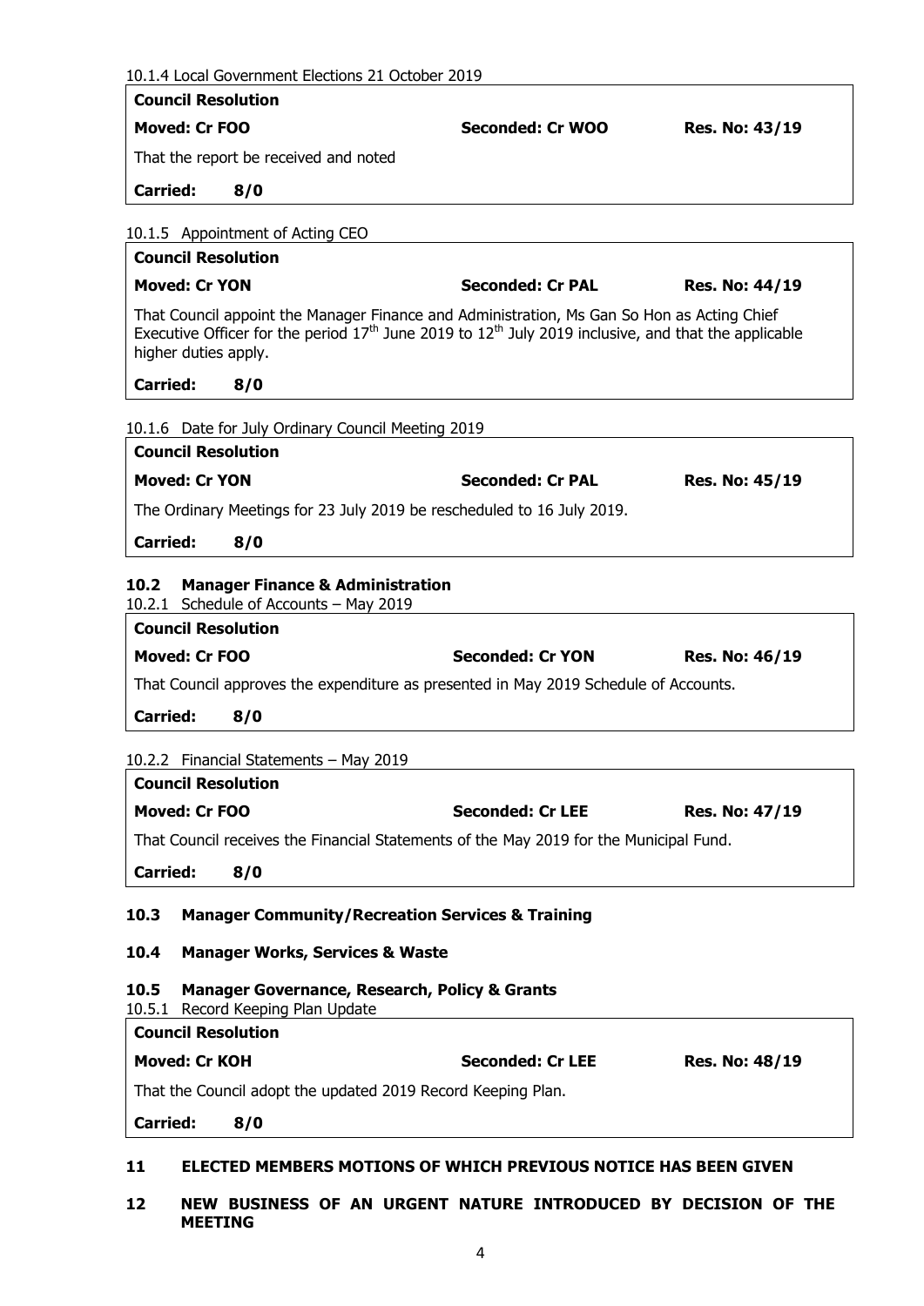10.1.4 Local Government Elections 21 October 2019

| **Council Resolution** | | |
|---|---|---|
| **Moved: Cr FOO** | **Seconded: Cr WOO** | **Res. No: 43/19** |
| That the report be received and noted | | |
| **Carried: 8/0** | | |

10.1.5 Appointment of Acting CEO

| **Council Resolution** | | |
|---|---|---|
| **Moved: Cr YON** | **Seconded: Cr PAL** | **Res. No: 44/19** |
| That Council appoint the Manager Finance and Administration, Ms Gan So Hon as Acting Chief Executive Officer for the period 17th June 2019 to 12th July 2019 inclusive, and that the applicable higher duties apply. | | |
| **Carried: 8/0** | | |

10.1.6 Date for July Ordinary Council Meeting 2019

| **Council Resolution** | | |
|---|---|---|
| **Moved: Cr YON** | **Seconded: Cr PAL** | **Res. No: 45/19** |
| The Ordinary Meetings for 23 July 2019 be rescheduled to 16 July 2019. | | |
| **Carried: 8/0** | | |

## 10.2 Manager Finance & Administration

10.2.1 Schedule of Accounts – May 2019

| **Council Resolution** | | |
|---|---|---|
| **Moved: Cr FOO** | **Seconded: Cr YON** | **Res. No: 46/19** |
| That Council approves the expenditure as presented in May 2019 Schedule of Accounts. | | |
| **Carried: 8/0** | | |

10.2.2 Financial Statements – May 2019

| **Council Resolution** | | |
|---|---|---|
| **Moved: Cr FOO** | **Seconded: Cr LEE** | **Res. No: 47/19** |
| That Council receives the Financial Statements of the May 2019 for the Municipal Fund. | | |
| **Carried: 8/0** | | |

## 10.3 Manager Community/Recreation Services & Training

## 10.4 Manager Works, Services & Waste

## 10.5 Manager Governance, Research, Policy & Grants

10.5.1 Record Keeping Plan Update

| **Council Resolution** | | |
|---|---|---|
| **Moved: Cr KOH** | **Seconded: Cr LEE** | **Res. No: 48/19** |
| That the Council adopt the updated 2019 Record Keeping Plan. | | |
| **Carried: 8/0** | | |

## 11 ELECTED MEMBERS MOTIONS OF WHICH PREVIOUS NOTICE HAS BEEN GIVEN

## 12 NEW BUSINESS OF AN URGENT NATURE INTRODUCED BY DECISION OF THE MEETING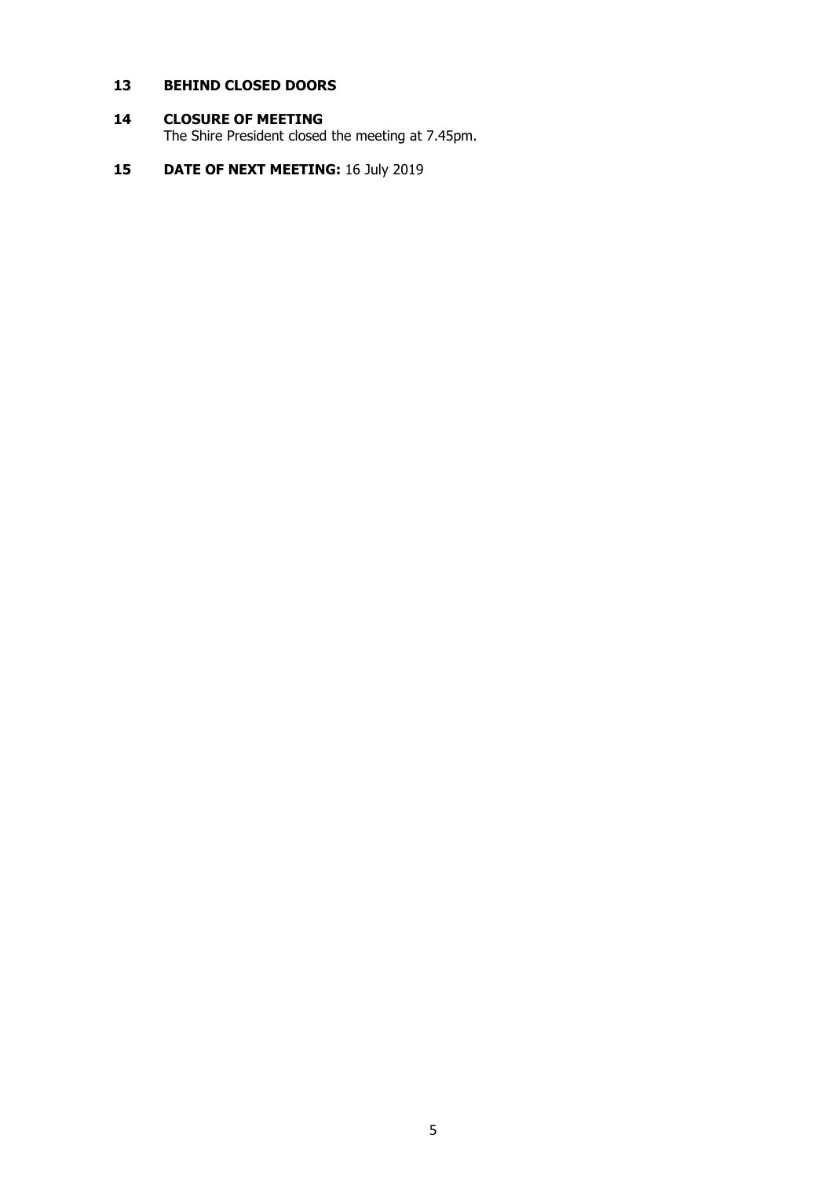## 13 BEHIND CLOSED DOORS

## 14 CLOSURE OF MEETING

The Shire President closed the meeting at 7.45pm.

## 15 DATE OF NEXT MEETING: 16 July 2019